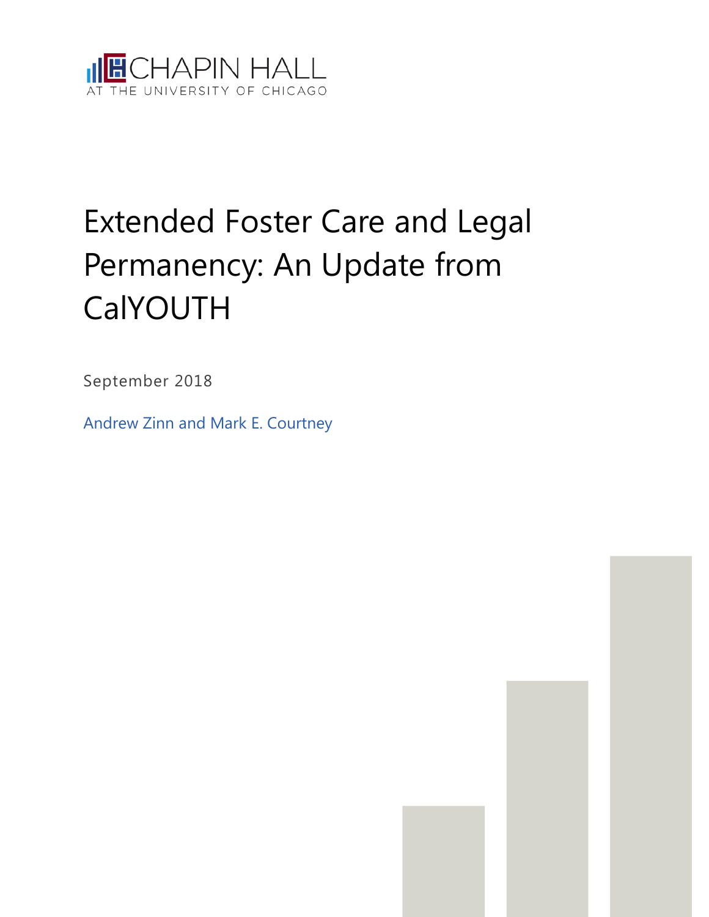CHAPIN HALL
AT THE UNIVERSITY OF CHICAGO

# Extended Foster Care and Legal Permanency: An Update from CalYOUTH

September 2018

Andrew Zinn and Mark E. Courtney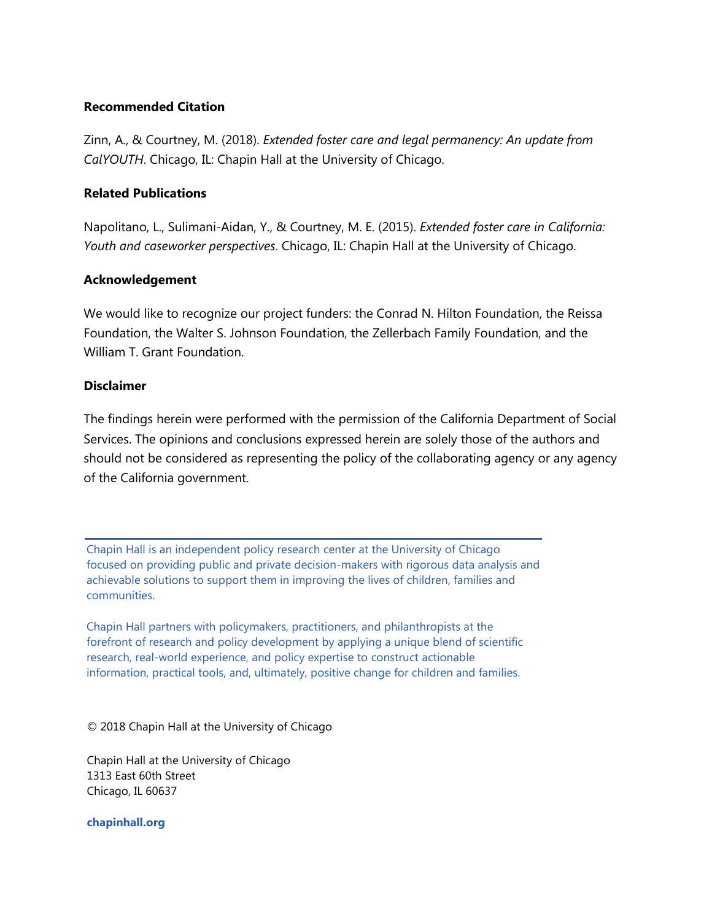**Recommended Citation**

Zinn, A., & Courtney, M. (2018). *Extended foster care and legal permanency: An update from CalYOUTH*. Chicago, IL: Chapin Hall at the University of Chicago.

**Related Publications**

Napolitano, L., Sulimani-Aidan, Y., & Courtney, M. E. (2015). *Extended foster care in California: Youth and caseworker perspectives*. Chicago, IL: Chapin Hall at the University of Chicago.

**Acknowledgement**

We would like to recognize our project funders: the Conrad N. Hilton Foundation, the Reissa Foundation, the Walter S. Johnson Foundation, the Zellerbach Family Foundation, and the William T. Grant Foundation.

**Disclaimer**

The findings herein were performed with the permission of the California Department of Social Services. The opinions and conclusions expressed herein are solely those of the authors and should not be considered as representing the policy of the collaborating agency or any agency of the California government.

---

Chapin Hall is an independent policy research center at the University of Chicago focused on providing public and private decision-makers with rigorous data analysis and achievable solutions to support them in improving the lives of children, families and communities.

Chapin Hall partners with policymakers, practitioners, and philanthropists at the forefront of research and policy development by applying a unique blend of scientific research, real-world experience, and policy expertise to construct actionable information, practical tools, and, ultimately, positive change for children and families.

© 2018 Chapin Hall at the University of Chicago

Chapin Hall at the University of Chicago
1313 East 60th Street
Chicago, IL 60637

**chapinhall.org**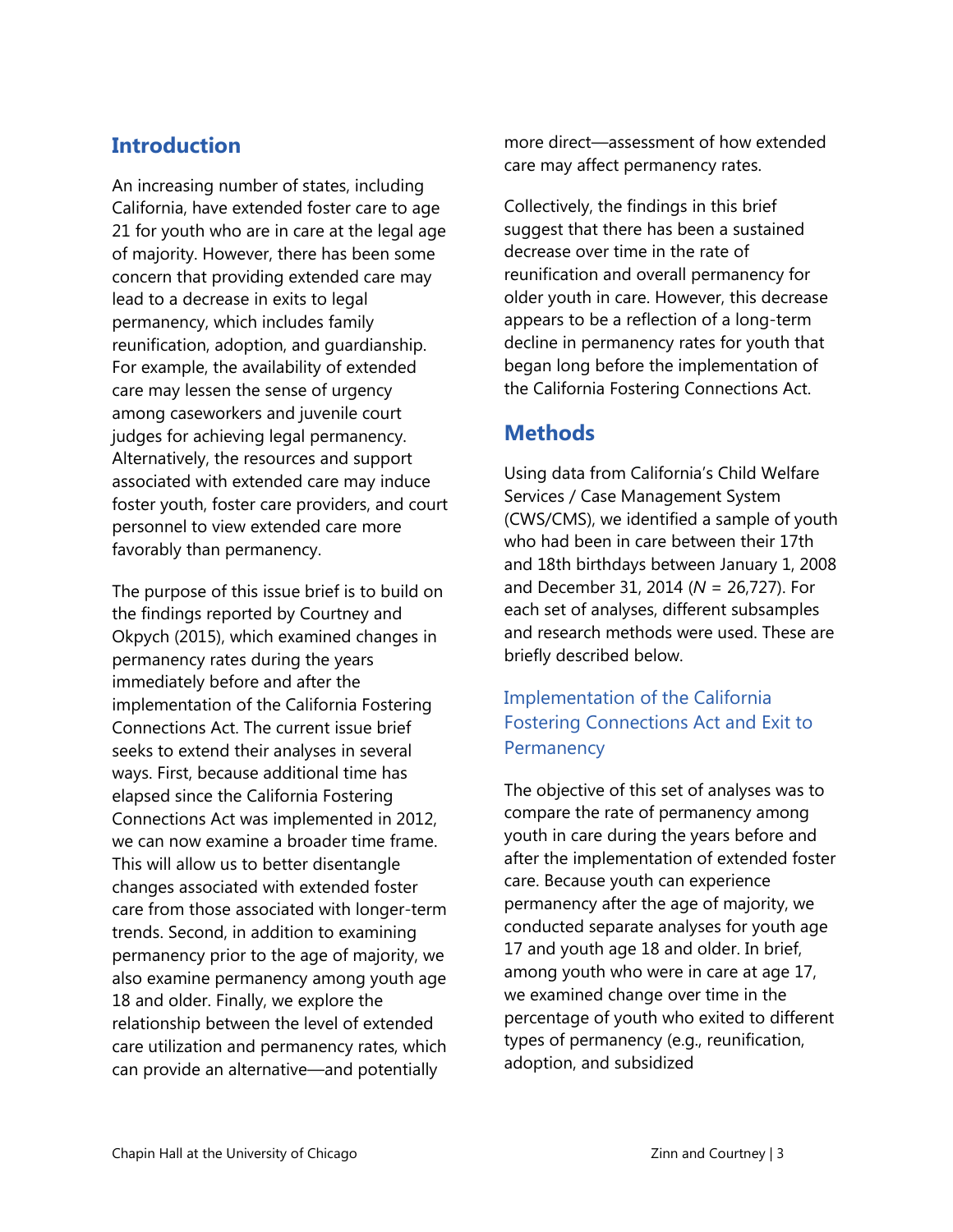## Introduction

An increasing number of states, including California, have extended foster care to age 21 for youth who are in care at the legal age of majority. However, there has been some concern that providing extended care may lead to a decrease in exits to legal permanency, which includes family reunification, adoption, and guardianship. For example, the availability of extended care may lessen the sense of urgency among caseworkers and juvenile court judges for achieving legal permanency. Alternatively, the resources and support associated with extended care may induce foster youth, foster care providers, and court personnel to view extended care more favorably than permanency.

The purpose of this issue brief is to build on the findings reported by Courtney and Okpych (2015), which examined changes in permanency rates during the years immediately before and after the implementation of the California Fostering Connections Act. The current issue brief seeks to extend their analyses in several ways. First, because additional time has elapsed since the California Fostering Connections Act was implemented in 2012, we can now examine a broader time frame. This will allow us to better disentangle changes associated with extended foster care from those associated with longer-term trends. Second, in addition to examining permanency prior to the age of majority, we also examine permanency among youth age 18 and older. Finally, we explore the relationship between the level of extended care utilization and permanency rates, which can provide an alternative—and potentially more direct—assessment of how extended care may affect permanency rates.

Collectively, the findings in this brief suggest that there has been a sustained decrease over time in the rate of reunification and overall permanency for older youth in care. However, this decrease appears to be a reflection of a long-term decline in permanency rates for youth that began long before the implementation of the California Fostering Connections Act.

## Methods

Using data from California's Child Welfare Services / Case Management System (CWS/CMS), we identified a sample of youth who had been in care between their 17th and 18th birthdays between January 1, 2008 and December 31, 2014 (*N* = 26,727). For each set of analyses, different subsamples and research methods were used. These are briefly described below.

### Implementation of the California Fostering Connections Act and Exit to Permanency

The objective of this set of analyses was to compare the rate of permanency among youth in care during the years before and after the implementation of extended foster care. Because youth can experience permanency after the age of majority, we conducted separate analyses for youth age 17 and youth age 18 and older. In brief, among youth who were in care at age 17, we examined change over time in the percentage of youth who exited to different types of permanency (e.g., reunification, adoption, and subsidized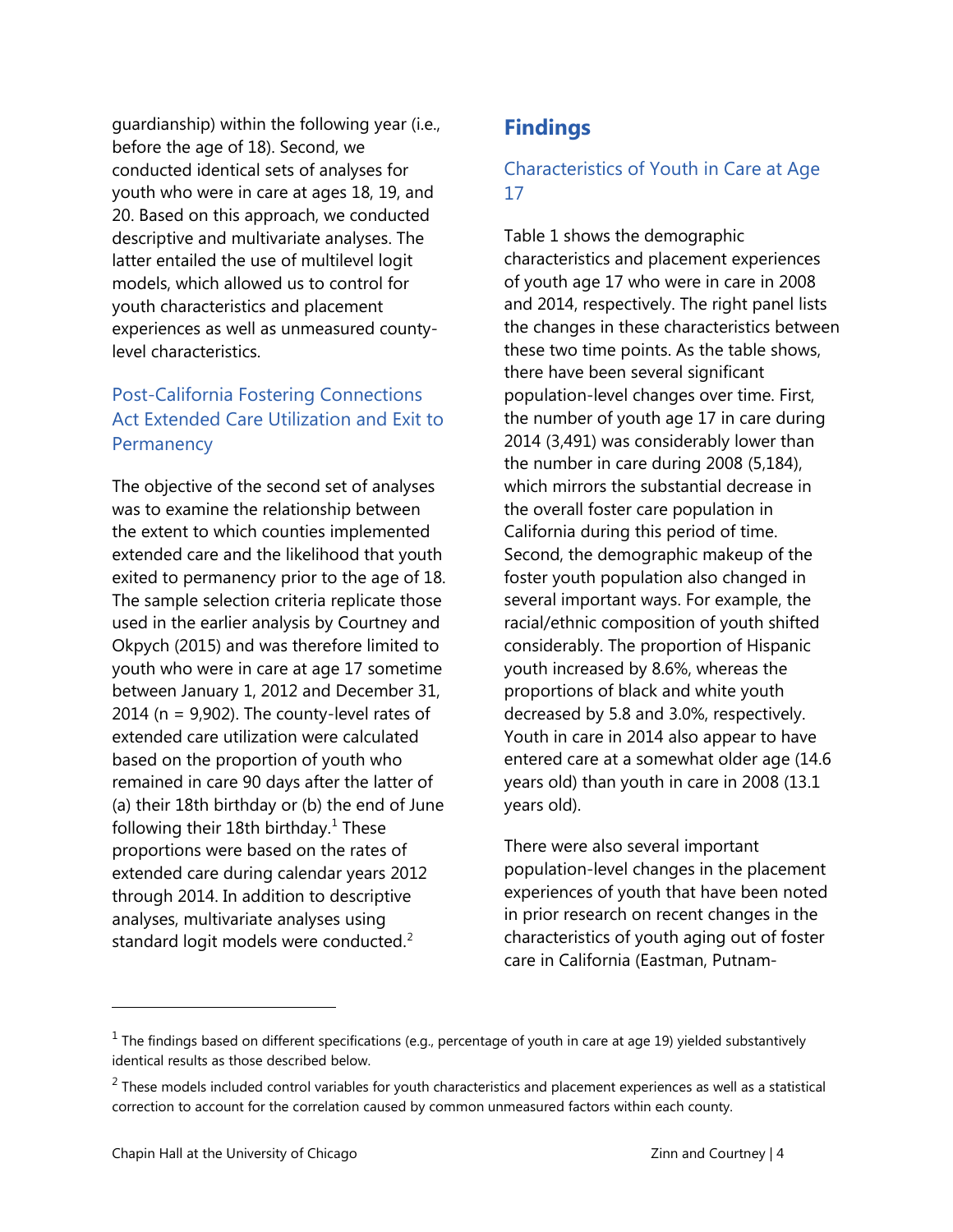guardianship) within the following year (i.e., before the age of 18). Second, we conducted identical sets of analyses for youth who were in care at ages 18, 19, and 20. Based on this approach, we conducted descriptive and multivariate analyses. The latter entailed the use of multilevel logit models, which allowed us to control for youth characteristics and placement experiences as well as unmeasured county-level characteristics.

### Post-California Fostering Connections Act Extended Care Utilization and Exit to Permanency

The objective of the second set of analyses was to examine the relationship between the extent to which counties implemented extended care and the likelihood that youth exited to permanency prior to the age of 18. The sample selection criteria replicate those used in the earlier analysis by Courtney and Okpych (2015) and was therefore limited to youth who were in care at age 17 sometime between January 1, 2012 and December 31, 2014 (n = 9,902). The county-level rates of extended care utilization were calculated based on the proportion of youth who remained in care 90 days after the latter of (a) their 18th birthday or (b) the end of June following their 18th birthday.[1] These proportions were based on the rates of extended care during calendar years 2012 through 2014. In addition to descriptive analyses, multivariate analyses using standard logit models were conducted.[2]

## Findings

### Characteristics of Youth in Care at Age 17

Table 1 shows the demographic characteristics and placement experiences of youth age 17 who were in care in 2008 and 2014, respectively. The right panel lists the changes in these characteristics between these two time points. As the table shows, there have been several significant population-level changes over time. First, the number of youth age 17 in care during 2014 (3,491) was considerably lower than the number in care during 2008 (5,184), which mirrors the substantial decrease in the overall foster care population in California during this period of time. Second, the demographic makeup of the foster youth population also changed in several important ways. For example, the racial/ethnic composition of youth shifted considerably. The proportion of Hispanic youth increased by 8.6%, whereas the proportions of black and white youth decreased by 5.8 and 3.0%, respectively. Youth in care in 2014 also appear to have entered care at a somewhat older age (14.6 years old) than youth in care in 2008 (13.1 years old).

There were also several important population-level changes in the placement experiences of youth that have been noted in prior research on recent changes in the characteristics of youth aging out of foster care in California (Eastman, Putnam-

---

[1] The findings based on different specifications (e.g., percentage of youth in care at age 19) yielded substantively identical results as those described below.

[2] These models included control variables for youth characteristics and placement experiences as well as a statistical correction to account for the correlation caused by common unmeasured factors within each county.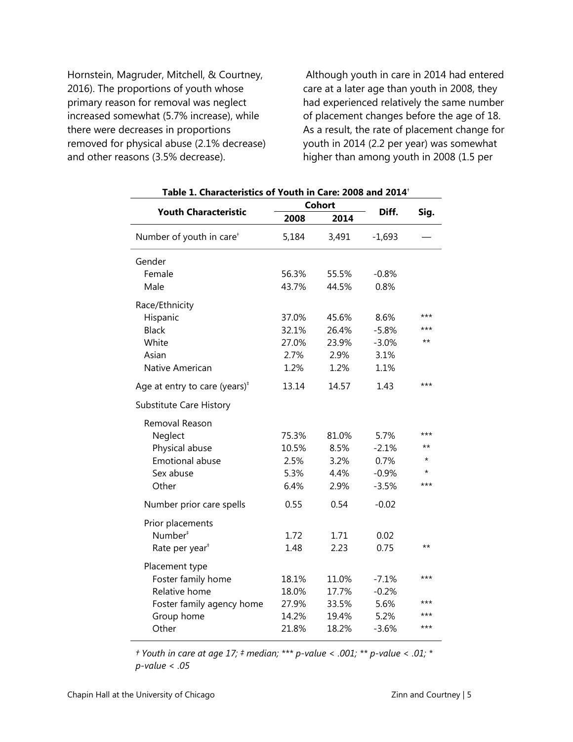Hornstein, Magruder, Mitchell, & Courtney, 2016). The proportions of youth whose primary reason for removal was neglect increased somewhat (5.7% increase), while there were decreases in proportions removed for physical abuse (2.1% decrease) and other reasons (3.5% decrease).

Although youth in care in 2014 had entered care at a later age than youth in 2008, they had experienced relatively the same number of placement changes before the age of 18. As a result, the rate of placement change for youth in 2014 (2.2 per year) was somewhat higher than among youth in 2008 (1.5 per

**Table 1. Characteristics of Youth in Care: 2008 and 2014†**

| Youth Characteristic | Cohort | | Diff. | Sig. |
|---|---|---|---|---|
| | 2008 | 2014 | | |
| Number of youth in care† | 5,184 | 3,491 | -1,693 | — |
| Gender | | | | |
| Female | 56.3% | 55.5% | -0.8% | |
| Male | 43.7% | 44.5% | 0.8% | |
| Race/Ethnicity | | | | |
| Hispanic | 37.0% | 45.6% | 8.6% | *** |
| Black | 32.1% | 26.4% | -5.8% | *** |
| White | 27.0% | 23.9% | -3.0% | ** |
| Asian | 2.7% | 2.9% | 3.1% | |
| Native American | 1.2% | 1.2% | 1.1% | |
| Age at entry to care (years)‡ | 13.14 | 14.57 | 1.43 | *** |
| Substitute Care History | | | | |
| Removal Reason | | | | |
| Neglect | 75.3% | 81.0% | 5.7% | *** |
| Physical abuse | 10.5% | 8.5% | -2.1% | ** |
| Emotional abuse | 2.5% | 3.2% | 0.7% | * |
| Sex abuse | 5.3% | 4.4% | -0.9% | * |
| Other | 6.4% | 2.9% | -3.5% | *** |
| Number prior care spells | 0.55 | 0.54 | -0.02 | |
| Prior placements | | | | |
| Number‡ | 1.72 | 1.71 | 0.02 | |
| Rate per year‡ | 1.48 | 2.23 | 0.75 | ** |
| Placement type | | | | |
| Foster family home | 18.1% | 11.0% | -7.1% | *** |
| Relative home | 18.0% | 17.7% | -0.2% | |
| Foster family agency home | 27.9% | 33.5% | 5.6% | *** |
| Group home | 14.2% | 19.4% | 5.2% | *** |
| Other | 21.8% | 18.2% | -3.6% | *** |

*† Youth in care at age 17; ‡ median; *** p-value < .001; ** p-value < .01; * p-value < .05*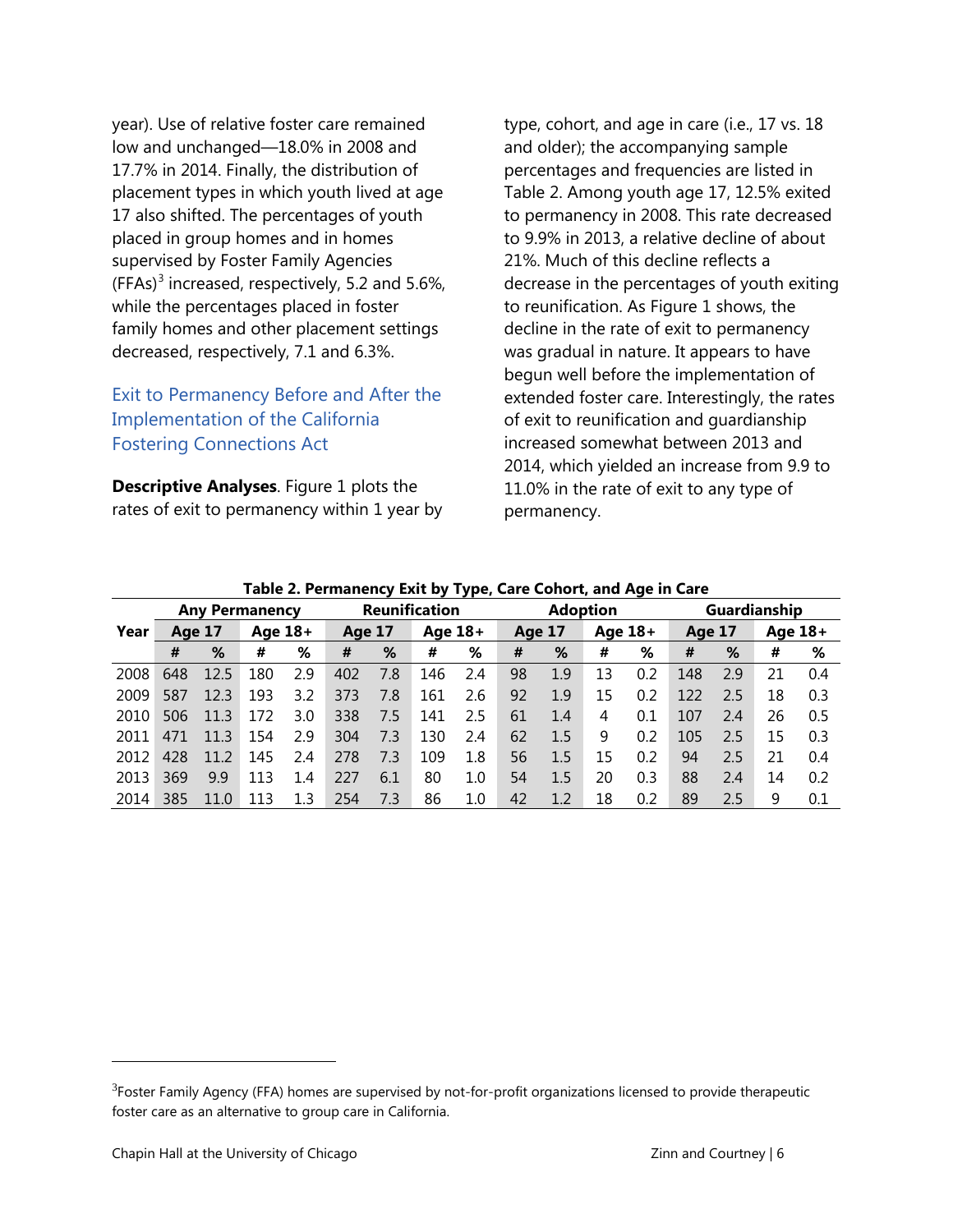year). Use of relative foster care remained low and unchanged—18.0% in 2008 and 17.7% in 2014. Finally, the distribution of placement types in which youth lived at age 17 also shifted. The percentages of youth placed in group homes and in homes supervised by Foster Family Agencies (FFAs)[3] increased, respectively, 5.2 and 5.6%, while the percentages placed in foster family homes and other placement settings decreased, respectively, 7.1 and 6.3%.

## Exit to Permanency Before and After the Implementation of the California Fostering Connections Act

**Descriptive Analyses**. Figure 1 plots the rates of exit to permanency within 1 year by type, cohort, and age in care (i.e., 17 vs. 18 and older); the accompanying sample percentages and frequencies are listed in Table 2. Among youth age 17, 12.5% exited to permanency in 2008. This rate decreased to 9.9% in 2013, a relative decline of about 21%. Much of this decline reflects a decrease in the percentages of youth exiting to reunification. As Figure 1 shows, the decline in the rate of exit to permanency was gradual in nature. It appears to have begun well before the implementation of extended foster care. Interestingly, the rates of exit to reunification and guardianship increased somewhat between 2013 and 2014, which yielded an increase from 9.9 to 11.0% in the rate of exit to any type of permanency.

**Table 2. Permanency Exit by Type, Care Cohort, and Age in Care**

| Year | Any Permanency | | | | Reunification | | | | Adoption | | | | Guardianship | | | |
|---|---|---|---|---|---|---|---|---|---|---|---|---|---|---|---|---|
| | Age 17 | | Age 18+ | | Age 17 | | Age 18+ | | Age 17 | | Age 18+ | | Age 17 | | Age 18+ | |
| | # | % | # | % | # | % | # | % | # | % | # | % | # | % | # | % |
| 2008 | 648 | 12.5 | 180 | 2.9 | 402 | 7.8 | 146 | 2.4 | 98 | 1.9 | 13 | 0.2 | 148 | 2.9 | 21 | 0.4 |
| 2009 | 587 | 12.3 | 193 | 3.2 | 373 | 7.8 | 161 | 2.6 | 92 | 1.9 | 15 | 0.2 | 122 | 2.5 | 18 | 0.3 |
| 2010 | 506 | 11.3 | 172 | 3.0 | 338 | 7.5 | 141 | 2.5 | 61 | 1.4 | 4 | 0.1 | 107 | 2.4 | 26 | 0.5 |
| 2011 | 471 | 11.3 | 154 | 2.9 | 304 | 7.3 | 130 | 2.4 | 62 | 1.5 | 9 | 0.2 | 105 | 2.5 | 15 | 0.3 |
| 2012 | 428 | 11.2 | 145 | 2.4 | 278 | 7.3 | 109 | 1.8 | 56 | 1.5 | 15 | 0.2 | 94 | 2.5 | 21 | 0.4 |
| 2013 | 369 | 9.9 | 113 | 1.4 | 227 | 6.1 | 80 | 1.0 | 54 | 1.5 | 20 | 0.3 | 88 | 2.4 | 14 | 0.2 |
| 2014 | 385 | 11.0 | 113 | 1.3 | 254 | 7.3 | 86 | 1.0 | 42 | 1.2 | 18 | 0.2 | 89 | 2.5 | 9 | 0.1 |

[3] Foster Family Agency (FFA) homes are supervised by not-for-profit organizations licensed to provide therapeutic foster care as an alternative to group care in California.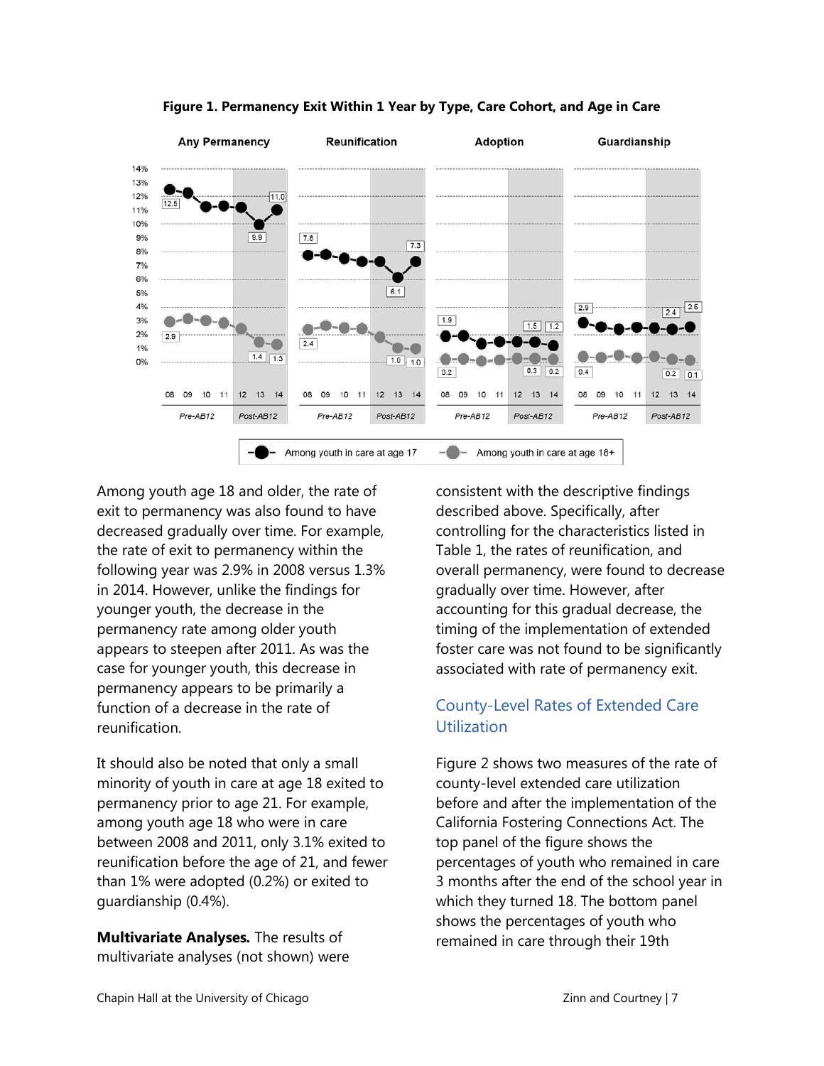**Figure 1. Permanency Exit Within 1 Year by Type, Care Cohort, and Age in Care**

Among youth age 18 and older, the rate of exit to permanency was also found to have decreased gradually over time. For example, the rate of exit to permanency within the following year was 2.9% in 2008 versus 1.3% in 2014. However, unlike the findings for younger youth, the decrease in the permanency rate among older youth appears to steepen after 2011. As was the case for younger youth, this decrease in permanency appears to be primarily a function of a decrease in the rate of reunification.

It should also be noted that only a small minority of youth in care at age 18 exited to permanency prior to age 21. For example, among youth age 18 who were in care between 2008 and 2011, only 3.1% exited to reunification before the age of 21, and fewer than 1% were adopted (0.2%) or exited to guardianship (0.4%).

**Multivariate Analyses.** The results of multivariate analyses (not shown) were consistent with the descriptive findings described above. Specifically, after controlling for the characteristics listed in Table 1, the rates of reunification, and overall permanency, were found to decrease gradually over time. However, after accounting for this gradual decrease, the timing of the implementation of extended foster care was not found to be significantly associated with rate of permanency exit.

## County-Level Rates of Extended Care Utilization

Figure 2 shows two measures of the rate of county-level extended care utilization before and after the implementation of the California Fostering Connections Act. The top panel of the figure shows the percentages of youth who remained in care 3 months after the end of the school year in which they turned 18. The bottom panel shows the percentages of youth who remained in care through their 19th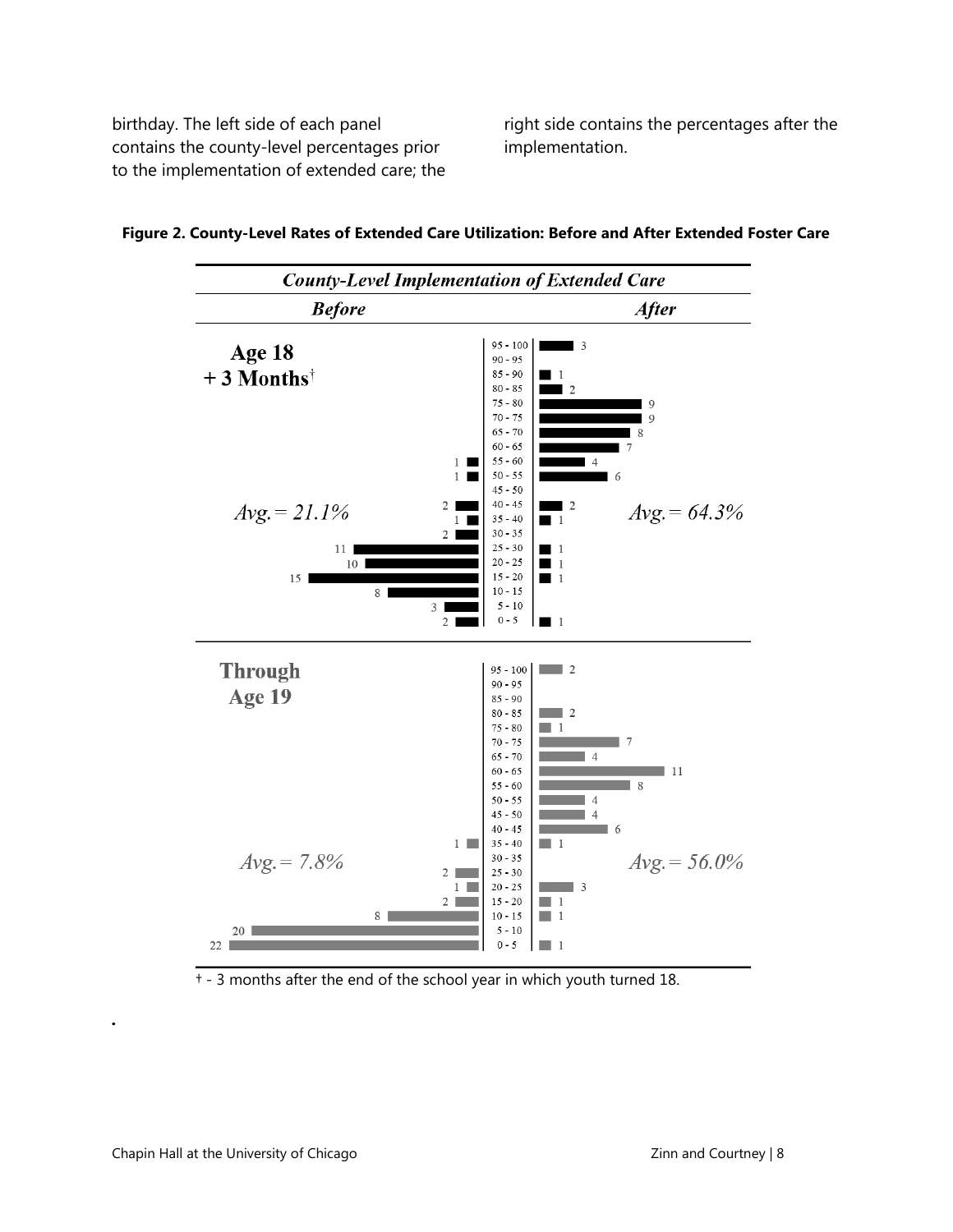birthday. The left side of each panel contains the county-level percentages prior to the implementation of extended care; the right side contains the percentages after the implementation.

**Figure 2. County-Level Rates of Extended Care Utilization: Before and After Extended Foster Care**

***County-Level Implementation of Extended Care***

**Age 18 + 3 Months†**

| Before (number of counties) | Percentage | After (number of counties) |
|---|---|---|
| | 95 - 100 | 3 |
| | 90 - 95 | |
| | 85 - 90 | 1 |
| | 80 - 85 | 2 |
| | 75 - 80 | 9 |
| | 70 - 75 | 9 |
| | 65 - 70 | 8 |
| | 60 - 65 | 7 |
| 1 | 55 - 60 | 4 |
| 1 | 50 - 55 | 6 |
| | 45 - 50 | |
| 2 | 40 - 45 | 2 |
| 1 | 35 - 40 | 1 |
| 2 | 30 - 35 | |
| 11 | 25 - 30 | 1 |
| 10 | 20 - 25 | 1 |
| 15 | 15 - 20 | 1 |
| 8 | 10 - 15 | |
| 3 | 5 - 10 | |
| 2 | 0 - 5 | 1 |
| *Avg. = 21.1%* | | *Avg. = 64.3%* |

**Through Age 19**

| Before (number of counties) | Percentage | After (number of counties) |
|---|---|---|
| | 95 - 100 | 2 |
| | 90 - 95 | |
| | 85 - 90 | |
| | 80 - 85 | 2 |
| | 75 - 80 | 1 |
| | 70 - 75 | 7 |
| | 65 - 70 | 4 |
| | 60 - 65 | 11 |
| | 55 - 60 | 8 |
| | 50 - 55 | 4 |
| | 45 - 50 | 4 |
| | 40 - 45 | 6 |
| 1 | 35 - 40 | 1 |
| | 30 - 35 | |
| 2 | 25 - 30 | |
| 1 | 20 - 25 | 3 |
| 2 | 15 - 20 | 1 |
| 8 | 10 - 15 | 1 |
| 20 | 5 - 10 | |
| 22 | 0 - 5 | 1 |
| *Avg. = 7.8%* | | *Avg. = 56.0%* |

† - 3 months after the end of the school year in which youth turned 18.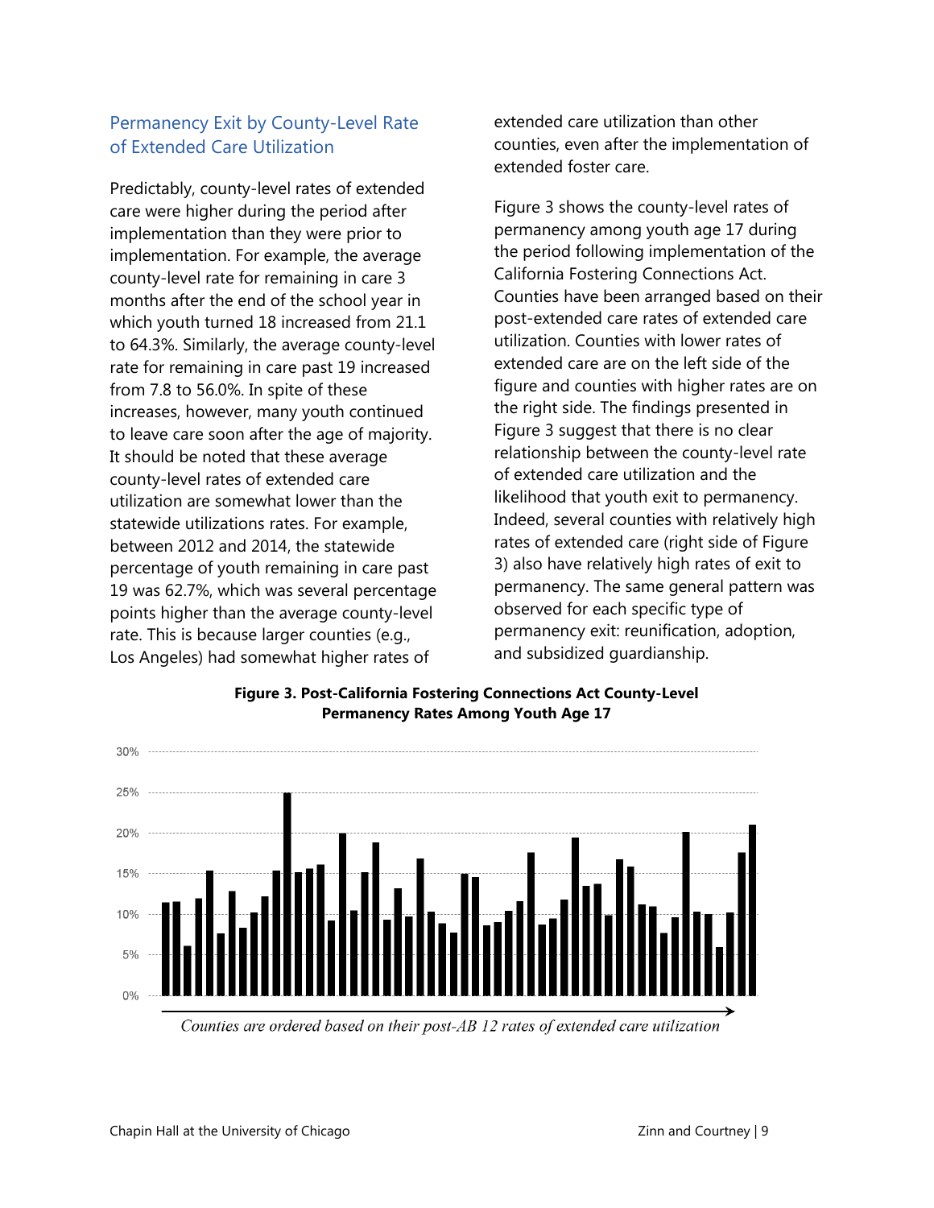## Permanency Exit by County-Level Rate of Extended Care Utilization

Predictably, county-level rates of extended care were higher during the period after implementation than they were prior to implementation. For example, the average county-level rate for remaining in care 3 months after the end of the school year in which youth turned 18 increased from 21.1 to 64.3%. Similarly, the average county-level rate for remaining in care past 19 increased from 7.8 to 56.0%. In spite of these increases, however, many youth continued to leave care soon after the age of majority. It should be noted that these average county-level rates of extended care utilization are somewhat lower than the statewide utilizations rates. For example, between 2012 and 2014, the statewide percentage of youth remaining in care past 19 was 62.7%, which was several percentage points higher than the average county-level rate. This is because larger counties (e.g., Los Angeles) had somewhat higher rates of extended care utilization than other counties, even after the implementation of extended foster care.

Figure 3 shows the county-level rates of permanency among youth age 17 during the period following implementation of the California Fostering Connections Act. Counties have been arranged based on their post-extended care rates of extended care utilization. Counties with lower rates of extended care are on the left side of the figure and counties with higher rates are on the right side. The findings presented in Figure 3 suggest that there is no clear relationship between the county-level rate of extended care utilization and the likelihood that youth exit to permanency. Indeed, several counties with relatively high rates of extended care (right side of Figure 3) also have relatively high rates of exit to permanency. The same general pattern was observed for each specific type of permanency exit: reunification, adoption, and subsidized guardianship.

**Figure 3. Post-California Fostering Connections Act County-Level Permanency Rates Among Youth Age 17**

*Counties are ordered based on their post-AB 12 rates of extended care utilization*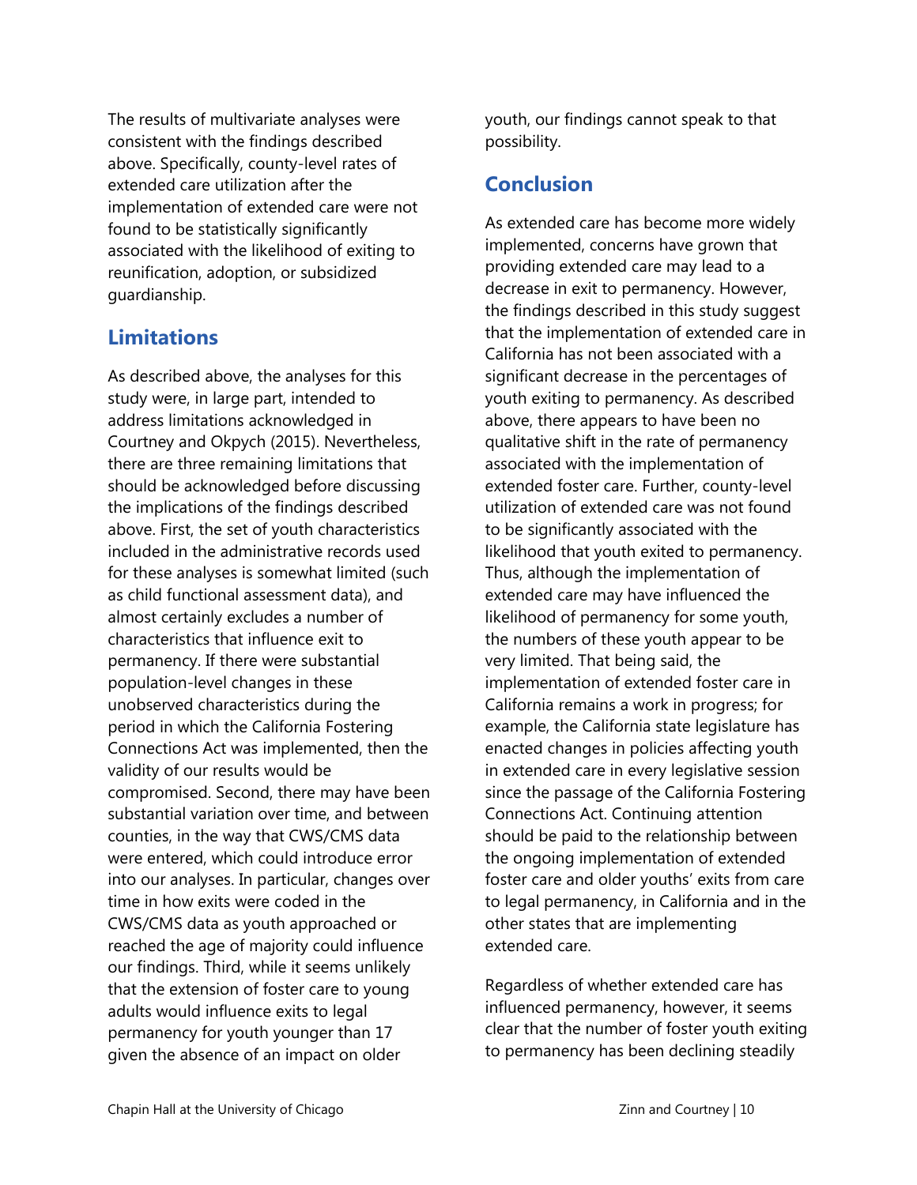The results of multivariate analyses were consistent with the findings described above. Specifically, county-level rates of extended care utilization after the implementation of extended care were not found to be statistically significantly associated with the likelihood of exiting to reunification, adoption, or subsidized guardianship.

## Limitations

As described above, the analyses for this study were, in large part, intended to address limitations acknowledged in Courtney and Okpych (2015). Nevertheless, there are three remaining limitations that should be acknowledged before discussing the implications of the findings described above. First, the set of youth characteristics included in the administrative records used for these analyses is somewhat limited (such as child functional assessment data), and almost certainly excludes a number of characteristics that influence exit to permanency. If there were substantial population-level changes in these unobserved characteristics during the period in which the California Fostering Connections Act was implemented, then the validity of our results would be compromised. Second, there may have been substantial variation over time, and between counties, in the way that CWS/CMS data were entered, which could introduce error into our analyses. In particular, changes over time in how exits were coded in the CWS/CMS data as youth approached or reached the age of majority could influence our findings. Third, while it seems unlikely that the extension of foster care to young adults would influence exits to legal permanency for youth younger than 17 given the absence of an impact on older youth, our findings cannot speak to that possibility.

## Conclusion

As extended care has become more widely implemented, concerns have grown that providing extended care may lead to a decrease in exit to permanency. However, the findings described in this study suggest that the implementation of extended care in California has not been associated with a significant decrease in the percentages of youth exiting to permanency. As described above, there appears to have been no qualitative shift in the rate of permanency associated with the implementation of extended foster care. Further, county-level utilization of extended care was not found to be significantly associated with the likelihood that youth exited to permanency. Thus, although the implementation of extended care may have influenced the likelihood of permanency for some youth, the numbers of these youth appear to be very limited. That being said, the implementation of extended foster care in California remains a work in progress; for example, the California state legislature has enacted changes in policies affecting youth in extended care in every legislative session since the passage of the California Fostering Connections Act. Continuing attention should be paid to the relationship between the ongoing implementation of extended foster care and older youths' exits from care to legal permanency, in California and in the other states that are implementing extended care.

Regardless of whether extended care has influenced permanency, however, it seems clear that the number of foster youth exiting to permanency has been declining steadily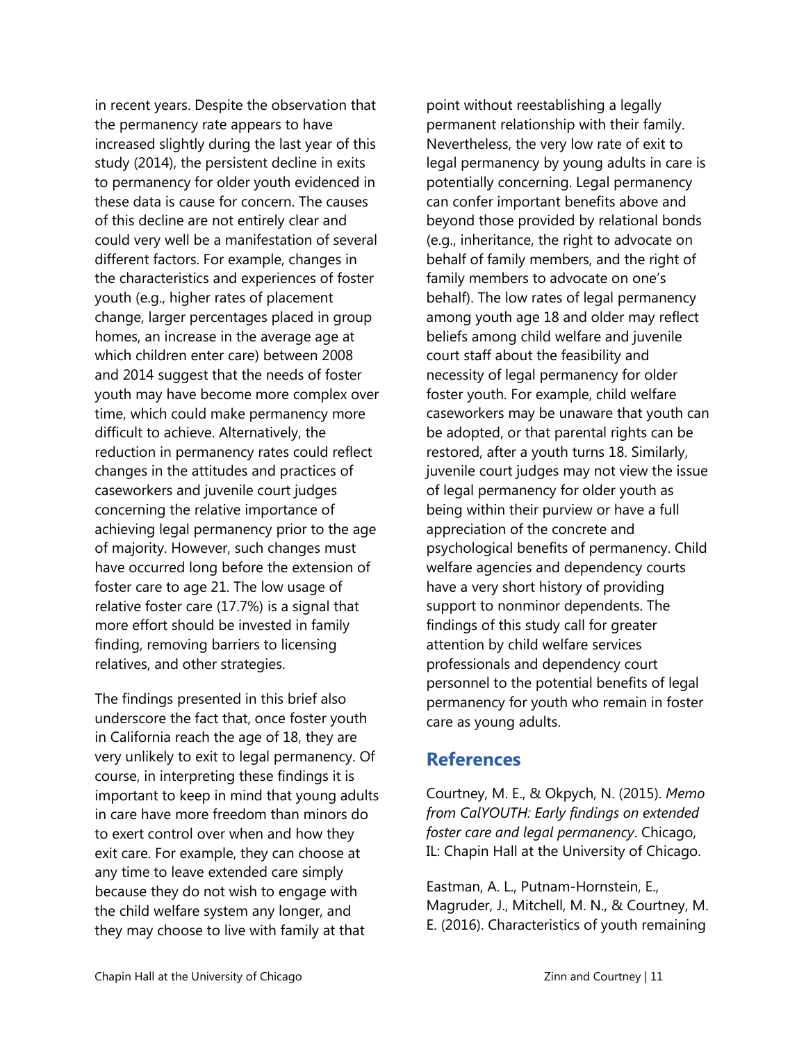in recent years. Despite the observation that the permanency rate appears to have increased slightly during the last year of this study (2014), the persistent decline in exits to permanency for older youth evidenced in these data is cause for concern. The causes of this decline are not entirely clear and could very well be a manifestation of several different factors. For example, changes in the characteristics and experiences of foster youth (e.g., higher rates of placement change, larger percentages placed in group homes, an increase in the average age at which children enter care) between 2008 and 2014 suggest that the needs of foster youth may have become more complex over time, which could make permanency more difficult to achieve. Alternatively, the reduction in permanency rates could reflect changes in the attitudes and practices of caseworkers and juvenile court judges concerning the relative importance of achieving legal permanency prior to the age of majority. However, such changes must have occurred long before the extension of foster care to age 21. The low usage of relative foster care (17.7%) is a signal that more effort should be invested in family finding, removing barriers to licensing relatives, and other strategies.

The findings presented in this brief also underscore the fact that, once foster youth in California reach the age of 18, they are very unlikely to exit to legal permanency. Of course, in interpreting these findings it is important to keep in mind that young adults in care have more freedom than minors do to exert control over when and how they exit care. For example, they can choose at any time to leave extended care simply because they do not wish to engage with the child welfare system any longer, and they may choose to live with family at that point without reestablishing a legally permanent relationship with their family. Nevertheless, the very low rate of exit to legal permanency by young adults in care is potentially concerning. Legal permanency can confer important benefits above and beyond those provided by relational bonds (e.g., inheritance, the right to advocate on behalf of family members, and the right of family members to advocate on one's behalf). The low rates of legal permanency among youth age 18 and older may reflect beliefs among child welfare and juvenile court staff about the feasibility and necessity of legal permanency for older foster youth. For example, child welfare caseworkers may be unaware that youth can be adopted, or that parental rights can be restored, after a youth turns 18. Similarly, juvenile court judges may not view the issue of legal permanency for older youth as being within their purview or have a full appreciation of the concrete and psychological benefits of permanency. Child welfare agencies and dependency courts have a very short history of providing support to nonminor dependents. The findings of this study call for greater attention by child welfare services professionals and dependency court personnel to the potential benefits of legal permanency for youth who remain in foster care as young adults.

## References

Courtney, M. E., & Okpych, N. (2015). *Memo from CalYOUTH: Early findings on extended foster care and legal permanency*. Chicago, IL: Chapin Hall at the University of Chicago.

Eastman, A. L., Putnam-Hornstein, E., Magruder, J., Mitchell, M. N., & Courtney, M. E. (2016). Characteristics of youth remaining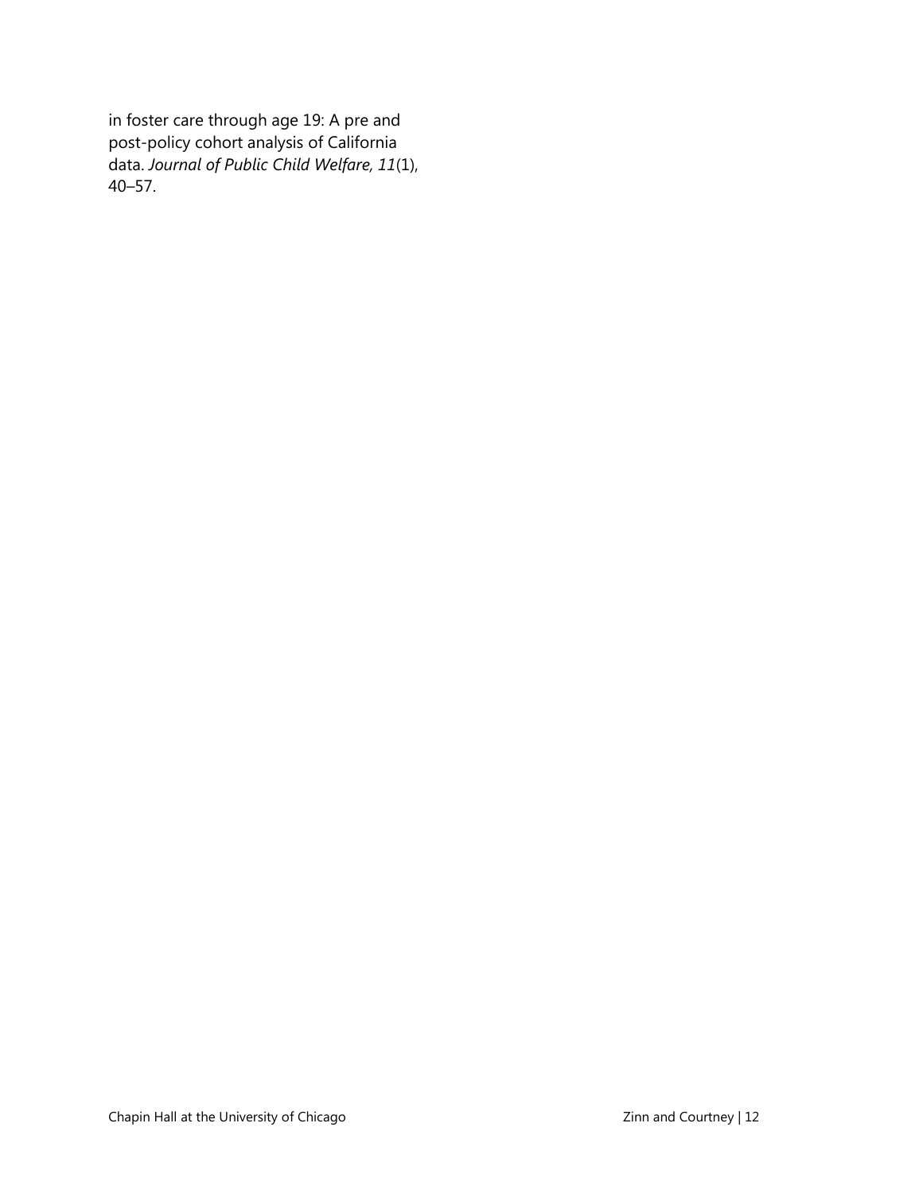in foster care through age 19: A pre and post-policy cohort analysis of California data. *Journal of Public Child Welfare, 11*(1), 40–57.